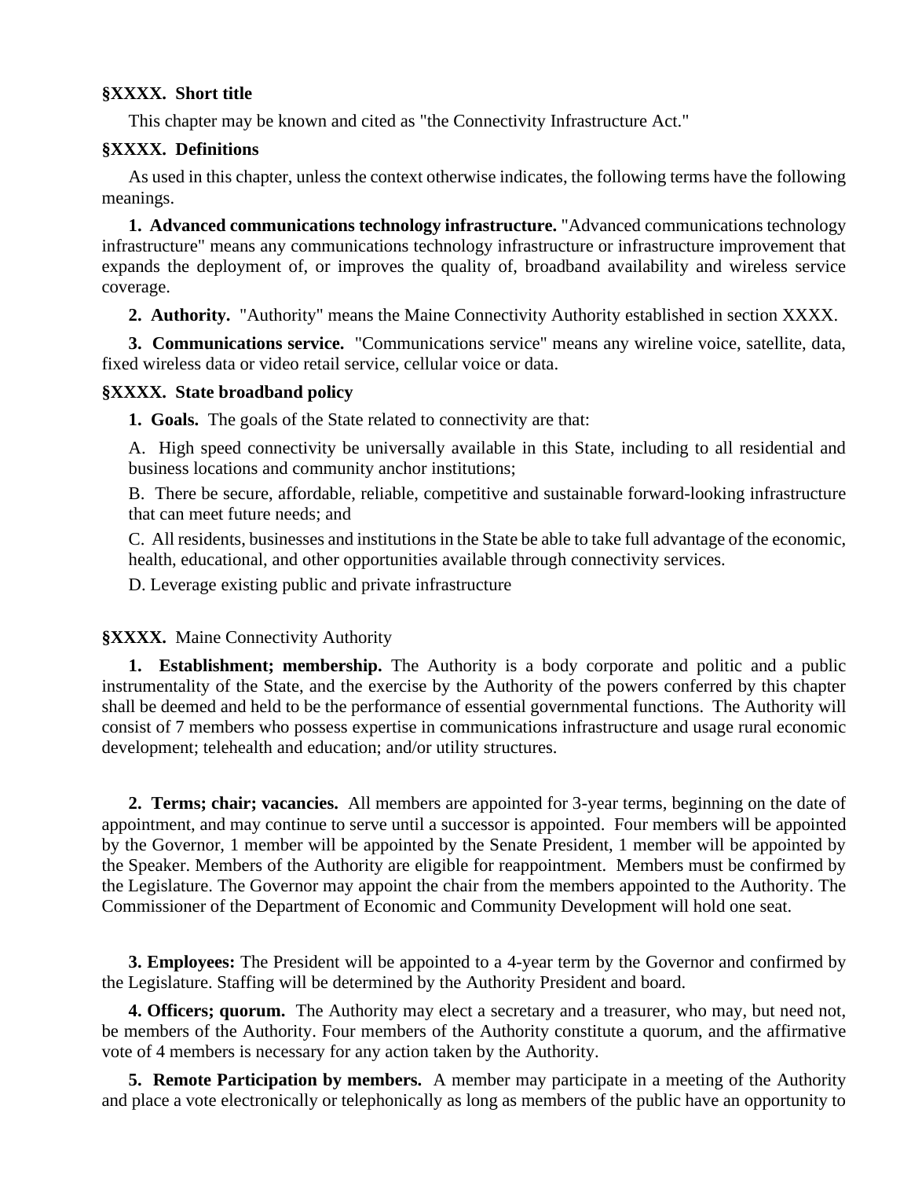**§XXXX. Short title**

This chapter may be known and cited as "the Connectivity Infrastructure Act."

**§XXXX. Definitions**

As used in this chapter, unless the context otherwise indicates, the following terms have the following meanings.

**1. Advanced communications technology infrastructure.** "Advanced communications technology infrastructure" means any communications technology infrastructure or infrastructure improvement that expands the deployment of, or improves the quality of, broadband availability and wireless service coverage.

**2. Authority.** "Authority" means the Maine Connectivity Authority established in section XXXX.

**3. Communications service.** "Communications service" means any wireline voice, satellite, data, fixed wireless data or video retail service, cellular voice or data.

**§XXXX. State broadband policy**

**1. Goals.** The goals of the State related to connectivity are that:

A. High speed connectivity be universally available in this State, including to all residential and business locations and community anchor institutions;

B. There be secure, affordable, reliable, competitive and sustainable forward-looking infrastructure that can meet future needs; and

C. All residents, businesses and institutions in the State be able to take full advantage of the economic, health, educational, and other opportunities available through connectivity services.

D. Leverage existing public and private infrastructure

**§XXXX.** Maine Connectivity Authority

**1. Establishment; membership.** The Authority is a body corporate and politic and a public instrumentality of the State, and the exercise by the Authority of the powers conferred by this chapter shall be deemed and held to be the performance of essential governmental functions. The Authority will consist of 7 members who possess expertise in communications infrastructure and usage rural economic development; telehealth and education; and/or utility structures.

**2. Terms; chair; vacancies.** All members are appointed for 3-year terms, beginning on the date of appointment, and may continue to serve until a successor is appointed. Four members will be appointed by the Governor, 1 member will be appointed by the Senate President, 1 member will be appointed by the Speaker. Members of the Authority are eligible for reappointment. Members must be confirmed by the Legislature. The Governor may appoint the chair from the members appointed to the Authority. The Commissioner of the Department of Economic and Community Development will hold one seat.

**3. Employees:** The President will be appointed to a 4-year term by the Governor and confirmed by the Legislature. Staffing will be determined by the Authority President and board.

**4. Officers; quorum.** The Authority may elect a secretary and a treasurer, who may, but need not, be members of the Authority. Four members of the Authority constitute a quorum, and the affirmative vote of 4 members is necessary for any action taken by the Authority.

**5. Remote Participation by members.** A member may participate in a meeting of the Authority and place a vote electronically or telephonically as long as members of the public have an opportunity to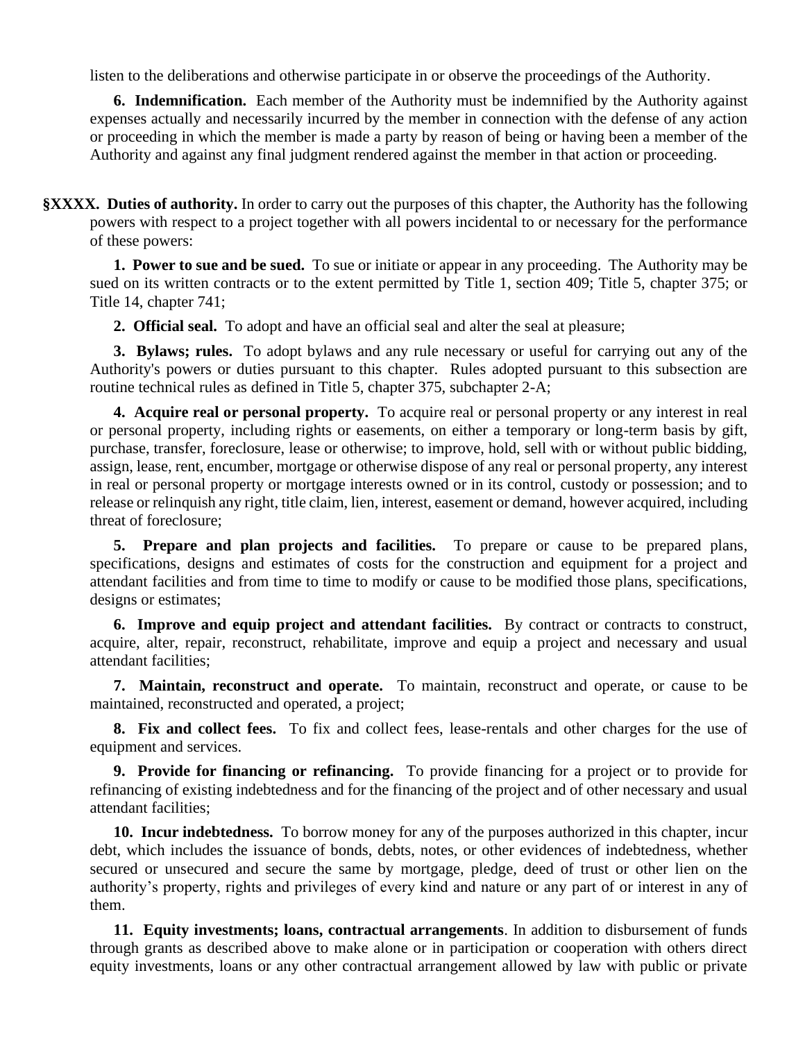listen to the deliberations and otherwise participate in or observe the proceedings of the Authority.

**6. Indemnification.** Each member of the Authority must be indemnified by the Authority against expenses actually and necessarily incurred by the member in connection with the defense of any action or proceeding in which the member is made a party by reason of being or having been a member of the Authority and against any final judgment rendered against the member in that action or proceeding.

**§XXXX. Duties of authority.** In order to carry out the purposes of this chapter, the Authority has the following powers with respect to a project together with all powers incidental to or necessary for the performance of these powers:

**1. Power to sue and be sued.** To sue or initiate or appear in any proceeding. The Authority may be sued on its written contracts or to the extent permitted by Title 1, section 409; Title 5, chapter 375; or Title 14, chapter 741;

**2. Official seal.** To adopt and have an official seal and alter the seal at pleasure;

**3. Bylaws; rules.** To adopt bylaws and any rule necessary or useful for carrying out any of the Authority's powers or duties pursuant to this chapter. Rules adopted pursuant to this subsection are routine technical rules as defined in Title 5, chapter 375, subchapter 2-A;

**4. Acquire real or personal property.** To acquire real or personal property or any interest in real or personal property, including rights or easements, on either a temporary or long-term basis by gift, purchase, transfer, foreclosure, lease or otherwise; to improve, hold, sell with or without public bidding, assign, lease, rent, encumber, mortgage or otherwise dispose of any real or personal property, any interest in real or personal property or mortgage interests owned or in its control, custody or possession; and to release or relinquish any right, title claim, lien, interest, easement or demand, however acquired, including threat of foreclosure;

**5. Prepare and plan projects and facilities.** To prepare or cause to be prepared plans, specifications, designs and estimates of costs for the construction and equipment for a project and attendant facilities and from time to time to modify or cause to be modified those plans, specifications, designs or estimates;

**6. Improve and equip project and attendant facilities.** By contract or contracts to construct, acquire, alter, repair, reconstruct, rehabilitate, improve and equip a project and necessary and usual attendant facilities;

**7. Maintain, reconstruct and operate.** To maintain, reconstruct and operate, or cause to be maintained, reconstructed and operated, a project;

**8. Fix and collect fees.** To fix and collect fees, lease-rentals and other charges for the use of equipment and services.

**9. Provide for financing or refinancing.** To provide financing for a project or to provide for refinancing of existing indebtedness and for the financing of the project and of other necessary and usual attendant facilities;

**10. Incur indebtedness.** To borrow money for any of the purposes authorized in this chapter, incur debt, which includes the issuance of bonds, debts, notes, or other evidences of indebtedness, whether secured or unsecured and secure the same by mortgage, pledge, deed of trust or other lien on the authority's property, rights and privileges of every kind and nature or any part of or interest in any of them.

**11. Equity investments; loans, contractual arrangements**. In addition to disbursement of funds through grants as described above to make alone or in participation or cooperation with others direct equity investments, loans or any other contractual arrangement allowed by law with public or private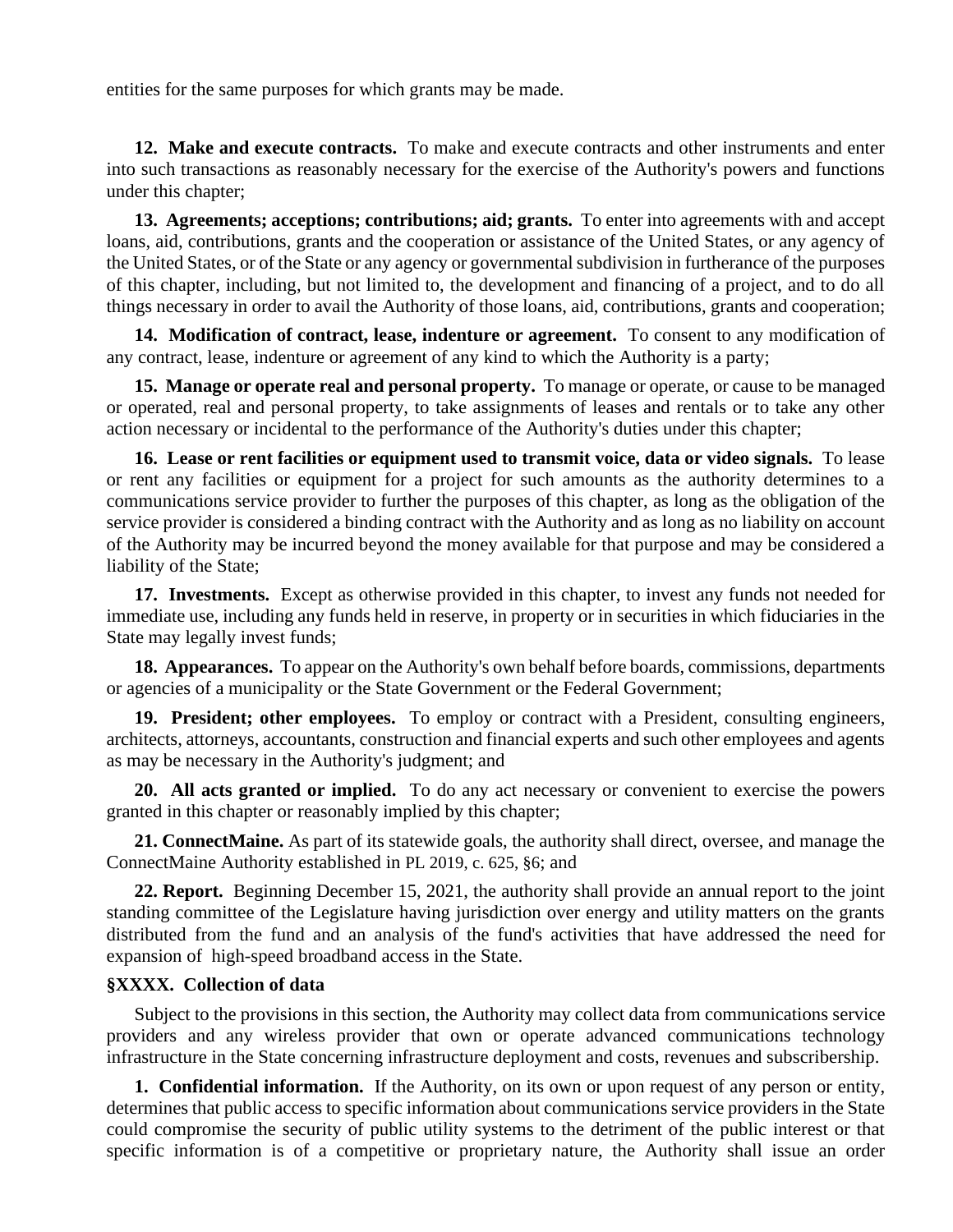entities for the same purposes for which grants may be made.

**12. Make and execute contracts.** To make and execute contracts and other instruments and enter into such transactions as reasonably necessary for the exercise of the Authority's powers and functions under this chapter;

**13. Agreements; acceptions; contributions; aid; grants.** To enter into agreements with and accept loans, aid, contributions, grants and the cooperation or assistance of the United States, or any agency of the United States, or of the State or any agency or governmental subdivision in furtherance of the purposes of this chapter, including, but not limited to, the development and financing of a project, and to do all things necessary in order to avail the Authority of those loans, aid, contributions, grants and cooperation;

**14. Modification of contract, lease, indenture or agreement.** To consent to any modification of any contract, lease, indenture or agreement of any kind to which the Authority is a party;

**15. Manage or operate real and personal property.** To manage or operate, or cause to be managed or operated, real and personal property, to take assignments of leases and rentals or to take any other action necessary or incidental to the performance of the Authority's duties under this chapter;

**16. Lease or rent facilities or equipment used to transmit voice, data or video signals.** To lease or rent any facilities or equipment for a project for such amounts as the authority determines to a communications service provider to further the purposes of this chapter, as long as the obligation of the service provider is considered a binding contract with the Authority and as long as no liability on account of the Authority may be incurred beyond the money available for that purpose and may be considered a liability of the State;

**17. Investments.** Except as otherwise provided in this chapter, to invest any funds not needed for immediate use, including any funds held in reserve, in property or in securities in which fiduciaries in the State may legally invest funds;

**18. Appearances.** To appear on the Authority's own behalf before boards, commissions, departments or agencies of a municipality or the State Government or the Federal Government;

**19. President; other employees.** To employ or contract with a President, consulting engineers, architects, attorneys, accountants, construction and financial experts and such other employees and agents as may be necessary in the Authority's judgment; and

**20. All acts granted or implied.** To do any act necessary or convenient to exercise the powers granted in this chapter or reasonably implied by this chapter;

**21. ConnectMaine.** As part of its statewide goals, the authority shall direct, oversee, and manage the ConnectMaine Authority established in PL 2019, c. 625, §6; and

**22. Report.** Beginning December 15, 2021, the authority shall provide an annual report to the joint standing committee of the Legislature having jurisdiction over energy and utility matters on the grants distributed from the fund and an analysis of the fund's activities that have addressed the need for expansion of high-speed broadband access in the State.

**§XXXX. Collection of data**

Subject to the provisions in this section, the Authority may collect data from communications service providers and any wireless provider that own or operate advanced communications technology infrastructure in the State concerning infrastructure deployment and costs, revenues and subscribership.

**1. Confidential information.** If the Authority, on its own or upon request of any person or entity, determines that public access to specific information about communications service providers in the State could compromise the security of public utility systems to the detriment of the public interest or that specific information is of a competitive or proprietary nature, the Authority shall issue an order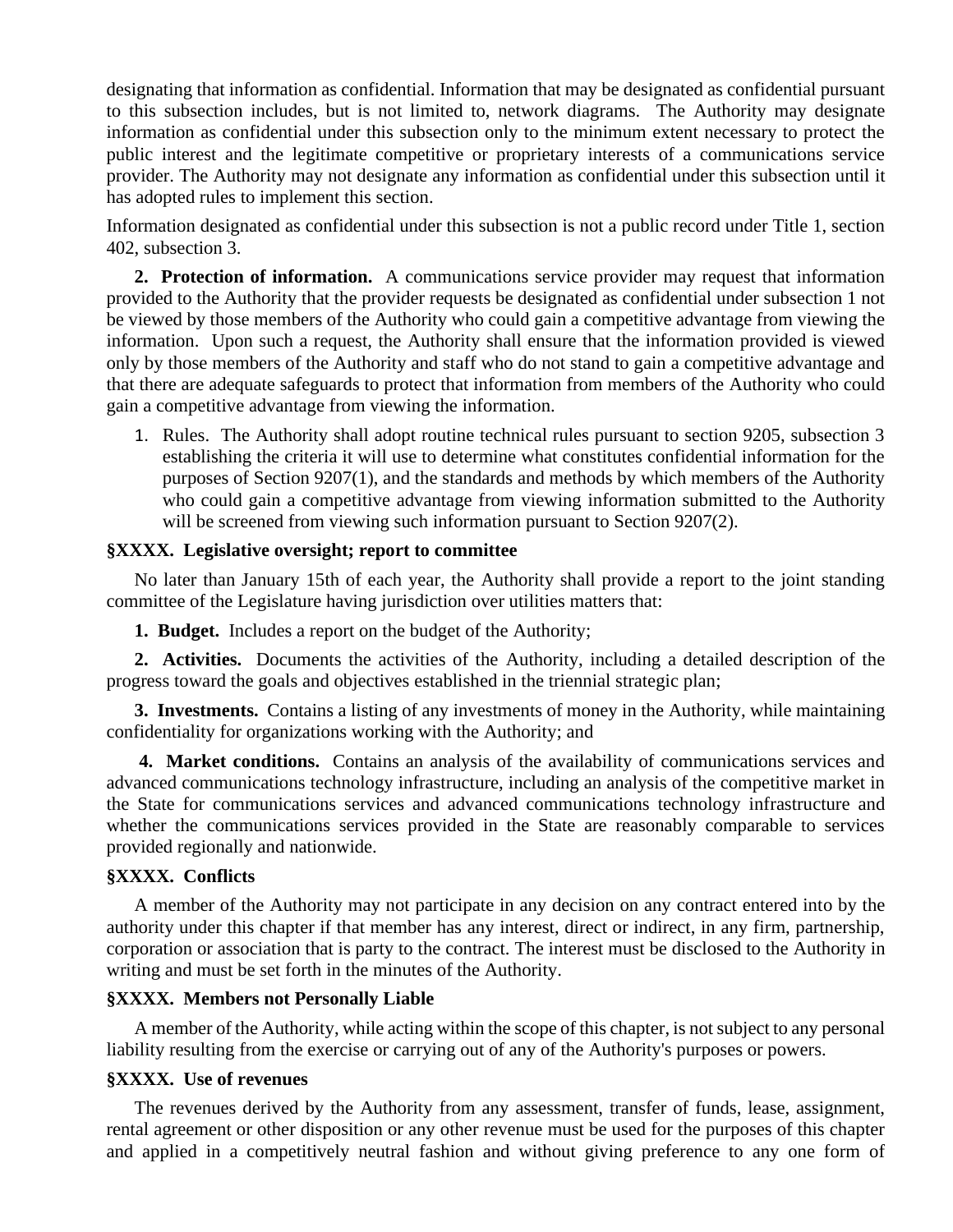designating that information as confidential. Information that may be designated as confidential pursuant to this subsection includes, but is not limited to, network diagrams. The Authority may designate information as confidential under this subsection only to the minimum extent necessary to protect the public interest and the legitimate competitive or proprietary interests of a communications service provider. The Authority may not designate any information as confidential under this subsection until it has adopted rules to implement this section.

Information designated as confidential under this subsection is not a public record under Title 1, section 402, subsection 3.

**2. Protection of information.** A communications service provider may request that information provided to the Authority that the provider requests be designated as confidential under subsection 1 not be viewed by those members of the Authority who could gain a competitive advantage from viewing the information. Upon such a request, the Authority shall ensure that the information provided is viewed only by those members of the Authority and staff who do not stand to gain a competitive advantage and that there are adequate safeguards to protect that information from members of the Authority who could gain a competitive advantage from viewing the information.

1. Rules. The Authority shall adopt routine technical rules pursuant to section 9205, subsection 3 establishing the criteria it will use to determine what constitutes confidential information for the purposes of Section 9207(1), and the standards and methods by which members of the Authority who could gain a competitive advantage from viewing information submitted to the Authority will be screened from viewing such information pursuant to Section 9207(2).

### §XXXX. Legislative oversight; report to committee

No later than January 15th of each year, the Authority shall provide a report to the joint standing committee of the Legislature having jurisdiction over utilities matters that:

**1. Budget.** Includes a report on the budget of the Authority;

**2. Activities.** Documents the activities of the Authority, including a detailed description of the progress toward the goals and objectives established in the triennial strategic plan;

**3. Investments.** Contains a listing of any investments of money in the Authority, while maintaining confidentiality for organizations working with the Authority; and

**4. Market conditions.** Contains an analysis of the availability of communications services and advanced communications technology infrastructure, including an analysis of the competitive market in the State for communications services and advanced communications technology infrastructure and whether the communications services provided in the State are reasonably comparable to services provided regionally and nationwide.

### §XXXX. Conflicts

A member of the Authority may not participate in any decision on any contract entered into by the authority under this chapter if that member has any interest, direct or indirect, in any firm, partnership, corporation or association that is party to the contract. The interest must be disclosed to the Authority in writing and must be set forth in the minutes of the Authority.

### §XXXX. Members not Personally Liable

A member of the Authority, while acting within the scope of this chapter, is not subject to any personal liability resulting from the exercise or carrying out of any of the Authority's purposes or powers.

### §XXXX. Use of revenues

The revenues derived by the Authority from any assessment, transfer of funds, lease, assignment, rental agreement or other disposition or any other revenue must be used for the purposes of this chapter and applied in a competitively neutral fashion and without giving preference to any one form of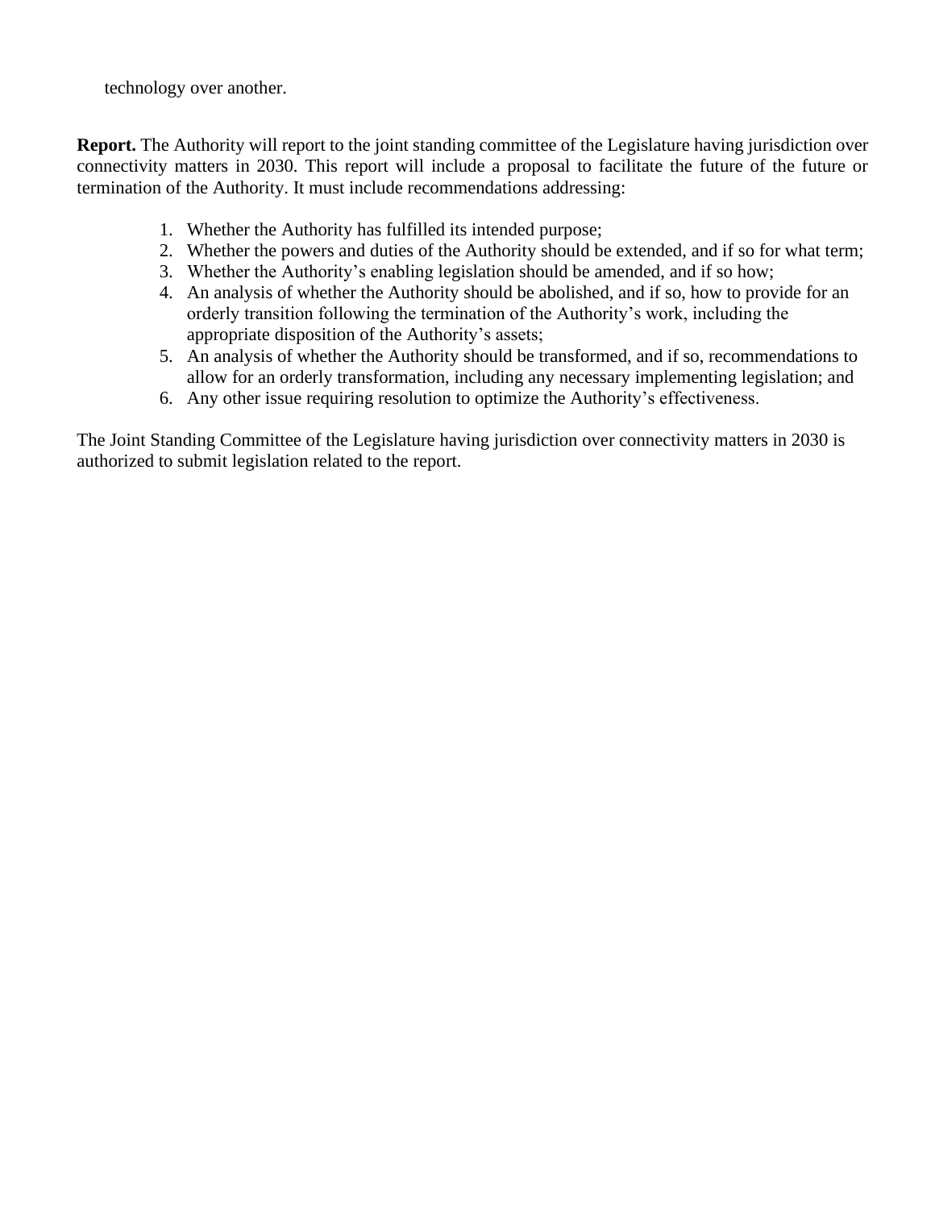technology over another.

**Report.** The Authority will report to the joint standing committee of the Legislature having jurisdiction over connectivity matters in 2030. This report will include a proposal to facilitate the future of the future or termination of the Authority. It must include recommendations addressing:

1. Whether the Authority has fulfilled its intended purpose;
2. Whether the powers and duties of the Authority should be extended, and if so for what term;
3. Whether the Authority's enabling legislation should be amended, and if so how;
4. An analysis of whether the Authority should be abolished, and if so, how to provide for an orderly transition following the termination of the Authority's work, including the appropriate disposition of the Authority's assets;
5. An analysis of whether the Authority should be transformed, and if so, recommendations to allow for an orderly transformation, including any necessary implementing legislation; and
6. Any other issue requiring resolution to optimize the Authority's effectiveness.

The Joint Standing Committee of the Legislature having jurisdiction over connectivity matters in 2030 is authorized to submit legislation related to the report.